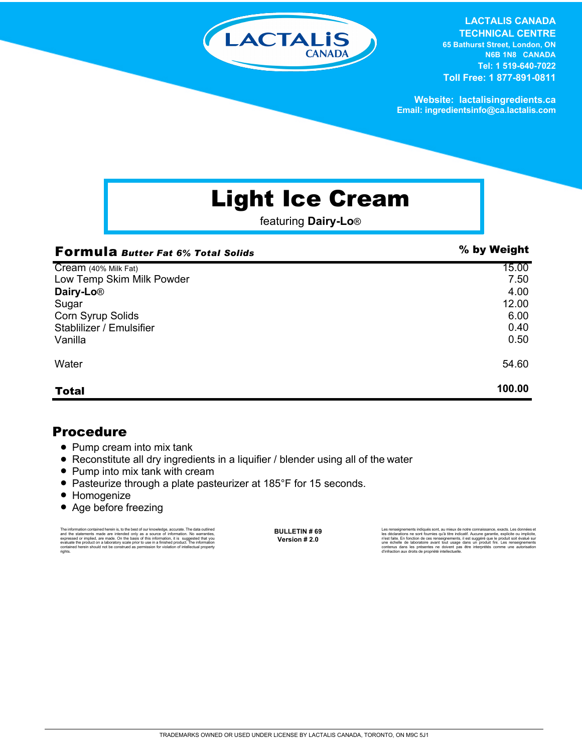LACTALIS CANADA

**LACTALIS CANADA TECHNICAL CENTRE**
65 Bathurst Street, London, ON
N6B 1N8 CANADA
Tel: 1 519-640-7022
Toll Free: 1 877-891-0811

Website: lactalisingredients.ca
Email: ingredientsinfo@ca.lactalis.com

# Light Ice Cream

featuring **Dairy-Lo®**

| **Formula** ***Butter Fat 6% Total Solids*** | **% by Weight** |
|---|---|
| Cream (40% Milk Fat) | 15.00 |
| Low Temp Skim Milk Powder | 7.50 |
| **Dairy-Lo®** | 4.00 |
| Sugar | 12.00 |
| Corn Syrup Solids | 6.00 |
| Stablilizer / Emulsifier | 0.40 |
| Vanilla | 0.50 |
| Water | 54.60 |
| **Total** | **100.00** |

## Procedure

- Pump cream into mix tank
- Reconstitute all dry ingredients in a liquifier / blender using all of the water
- Pump into mix tank with cream
- Pasteurize through a plate pasteurizer at 185°F for 15 seconds.
- Homogenize
- Age before freezing

The information contained herein is, to the best of our knowledge, accurate. The data outlined and the statements made are intended only as a source of information. No warranties, expressed or implied, are made. On the basis of this information, it is suggested that you evaluate the product on a laboratory scale prior to use in a finished product. The information contained herein should not be construed as permission for violation of intellectual property rights.

**BULLETIN # 69**
**Version # 2.0**

Les renseignements indiqués sont, au mieux de notre connaissance, exacts. Les données et les déclarations ne sont fournies qu'à titre indicatif. Aucune garantie, explicite ou implicite, n'est faite. En fonction de ces renseignements, il est suggéré que le produit soit évalué sur une échelle de laboratoire avant tout usage dans un produit fini. Les renseignements contenus dans les présentes ne doivent pas être interprétés comme une autorisation d'infraction aux droits de propriété intellectuelle.

TRADEMARKS OWNED OR USED UNDER LICENSE BY LACTALIS CANADA, TORONTO, ON M9C 5J1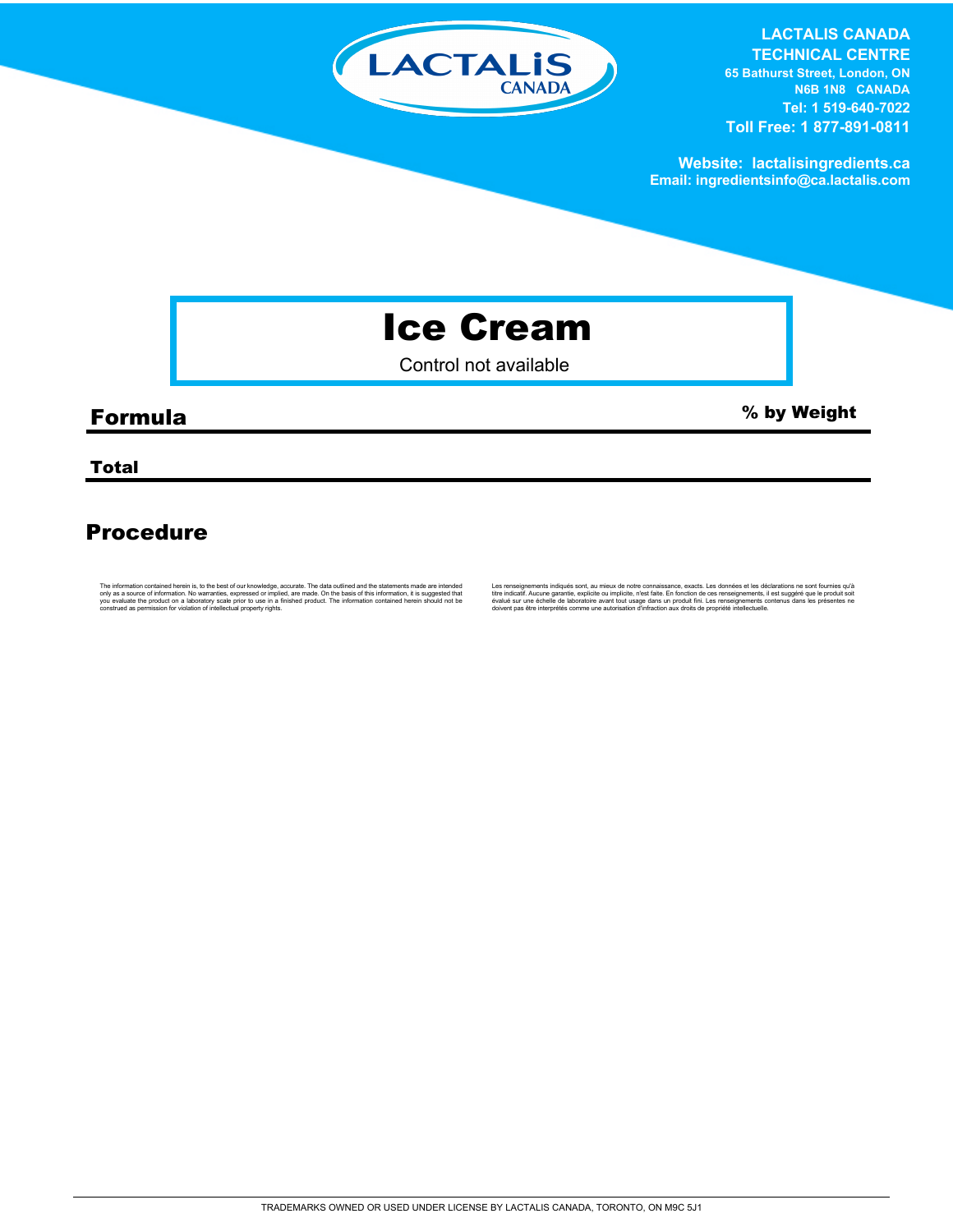LACTALIS CANADA
TECHNICAL CENTRE
65 Bathurst Street, London, ON
N6B 1N8 CANADA
Tel: 1 519-640-7022
Toll Free: 1 877-891-0811

Website: lactalisingredients.ca
Email: ingredientsinfo@ca.lactalis.com

# Ice Cream

Control not available

## Formula

| Formula | % by Weight |
| --- | --- |
| **Total** | |

## Procedure

The information contained herein is, to the best of our knowledge, accurate. The data outlined and the statements made are intended only as a source of information. No warranties, expressed or implied, are made. On the basis of this information, it is suggested that you evaluate the product on a laboratory scale prior to use in a finished product. The information contained herein should not be construed as permission for violation of intellectual property rights.

Les renseignements indiqués sont, au mieux de notre connaissance, exacts. Les données et les déclarations ne sont fournies qu'à titre indicatif. Aucune garantie, explicite ou implicite, n'est faite. En fonction de ces renseignements, il est suggéré que le produit soit évalué sur une échelle de laboratoire avant tout usage dans un produit fini. Les renseignements contenus dans les présentes ne doivent pas être interprétés comme une autorisation d'infraction aux droits de propriété intellectuelle.

TRADEMARKS OWNED OR USED UNDER LICENSE BY LACTALIS CANADA, TORONTO, ON M9C 5J1